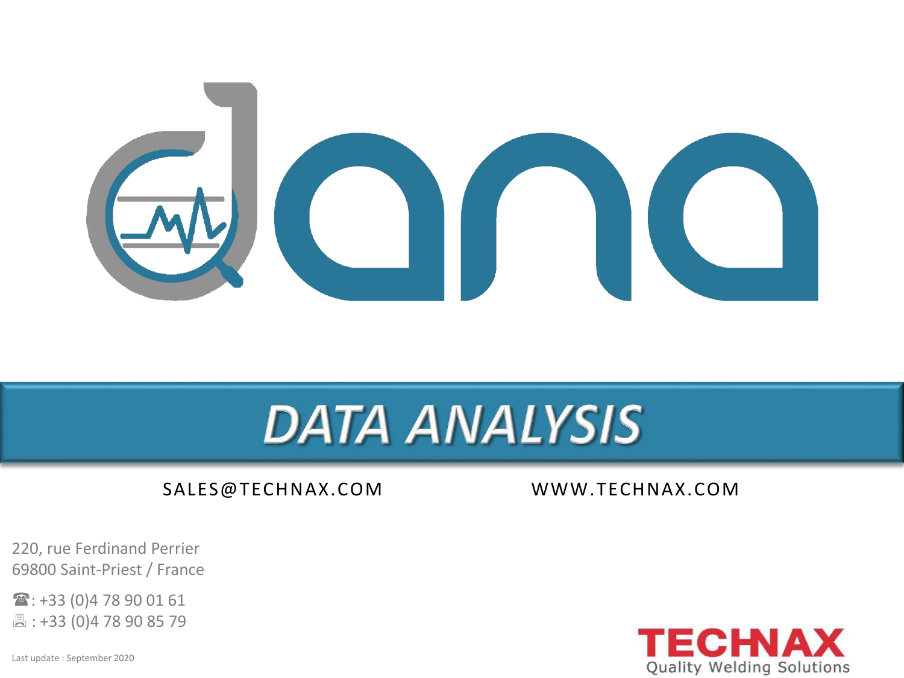# dana

## DATA ANALYSIS

SALES@TECHNAX.COM

WWW.TECHNAX.COM

220, rue Ferdinand Perrier
69800 Saint-Priest / France

☎: +33 (0)4 78 90 01 61
🖷 : +33 (0)4 78 90 85 79

Last update : September 2020

TECHNAX
Quality Welding Solutions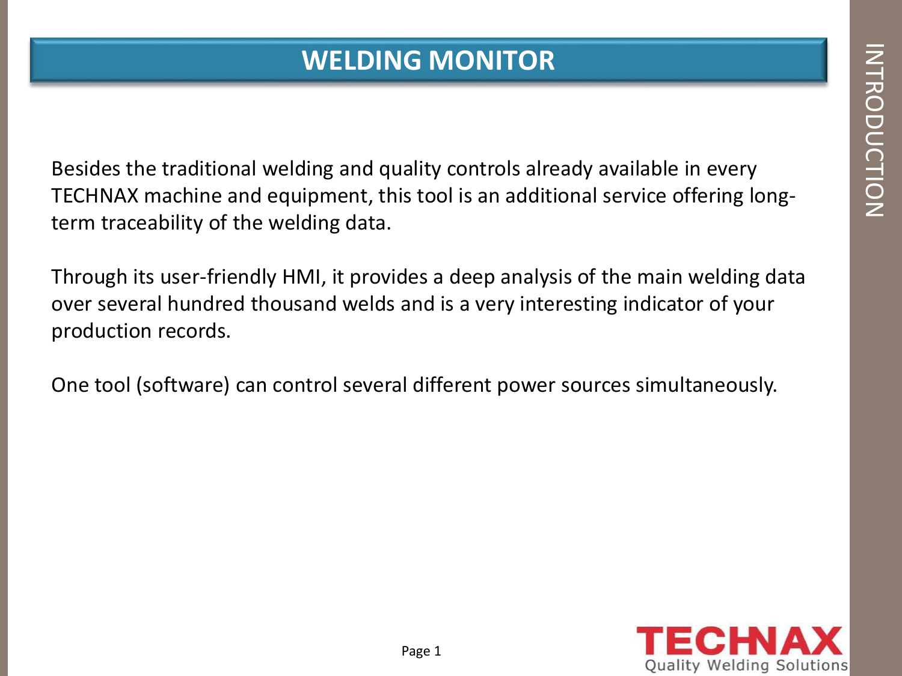# WELDING MONITOR

Besides the traditional welding and quality controls already available in every TECHNAX machine and equipment, this tool is an additional service offering long-term traceability of the welding data.

Through its user-friendly HMI, it provides a deep analysis of the main welding data over several hundred thousand welds and is a very interesting indicator of your production records.

One tool (software) can control several different power sources simultaneously.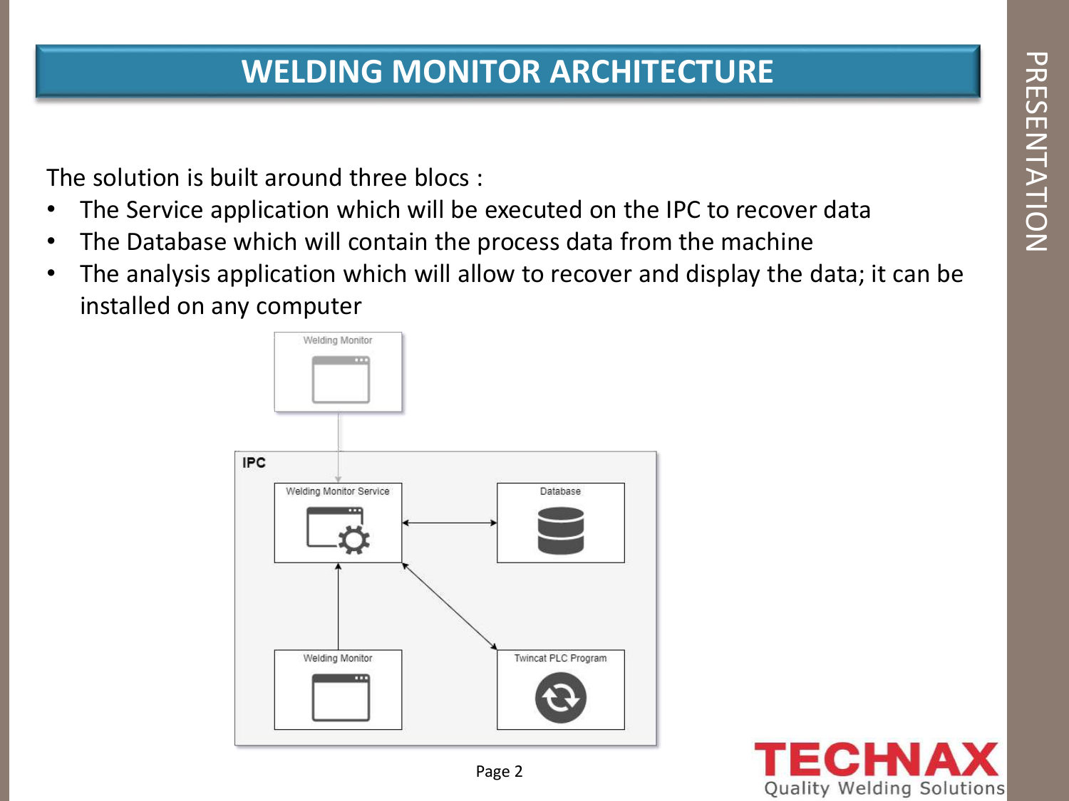# WELDING MONITOR ARCHITECTURE

The solution is built around three blocs :

- The Service application which will be executed on the IPC to recover data
- The Database which will contain the process data from the machine
- The analysis application which will allow to recover and display the data; it can be installed on any computer

Welding Monitor

IPC

Welding Monitor Service

Database

Welding Monitor

Twincat PLC Program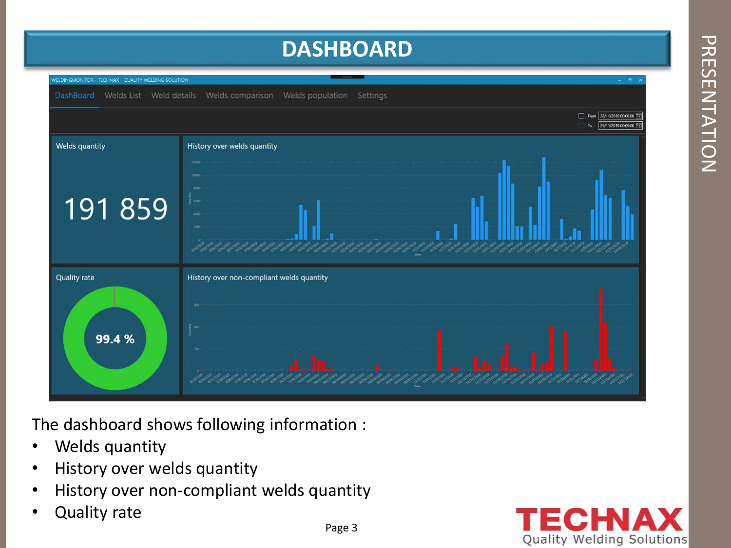# DASHBOARD

The dashboard shows following information :

- Welds quantity
- History over welds quantity
- History over non-compliant welds quantity
- Quality rate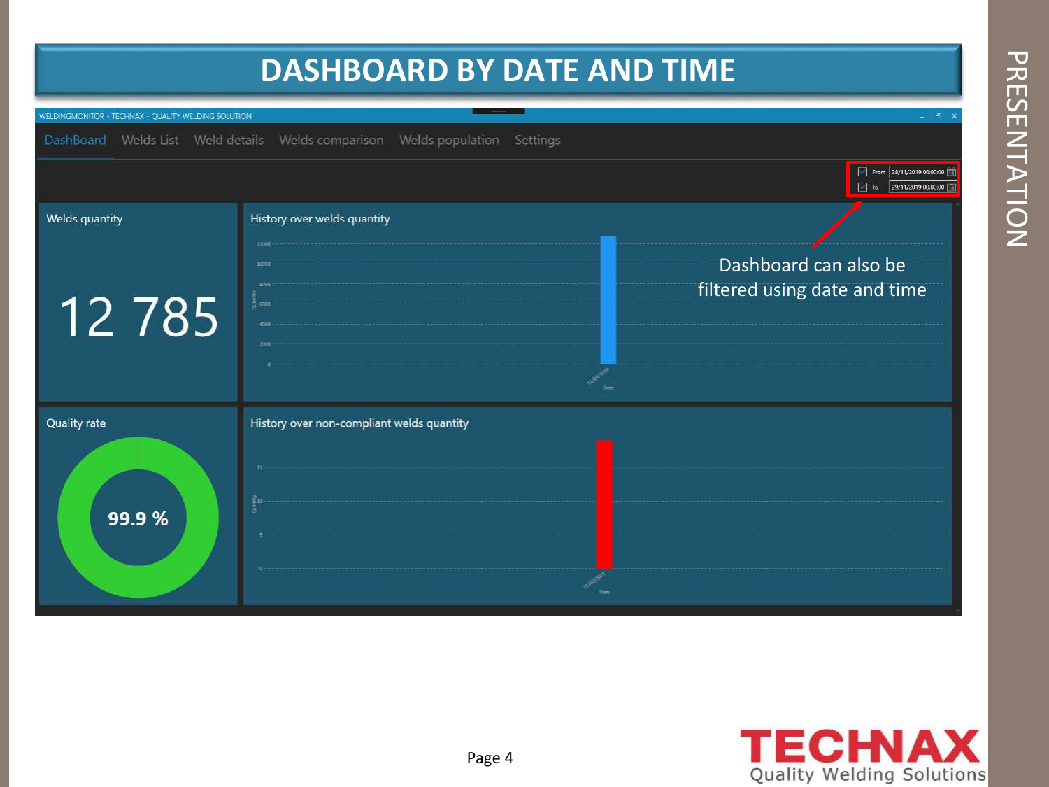# DASHBOARD BY DATE AND TIME

WELDINGMONITOR - TECHNAX - QUALITY WELDING SOLUTION

DashBoard | Welds List | Weld details | Welds comparison | Welds population | Settings

From 28/11/2019 00:00:00
To 29/11/2019 00:00:00

Welds quantity

12 785

History over welds quantity

Dashboard can also be filtered using date and time

Quality rate

99.9 %

History over non-compliant welds quantity

Page 4

TECHNAX Quality Welding Solutions

PRESENTATION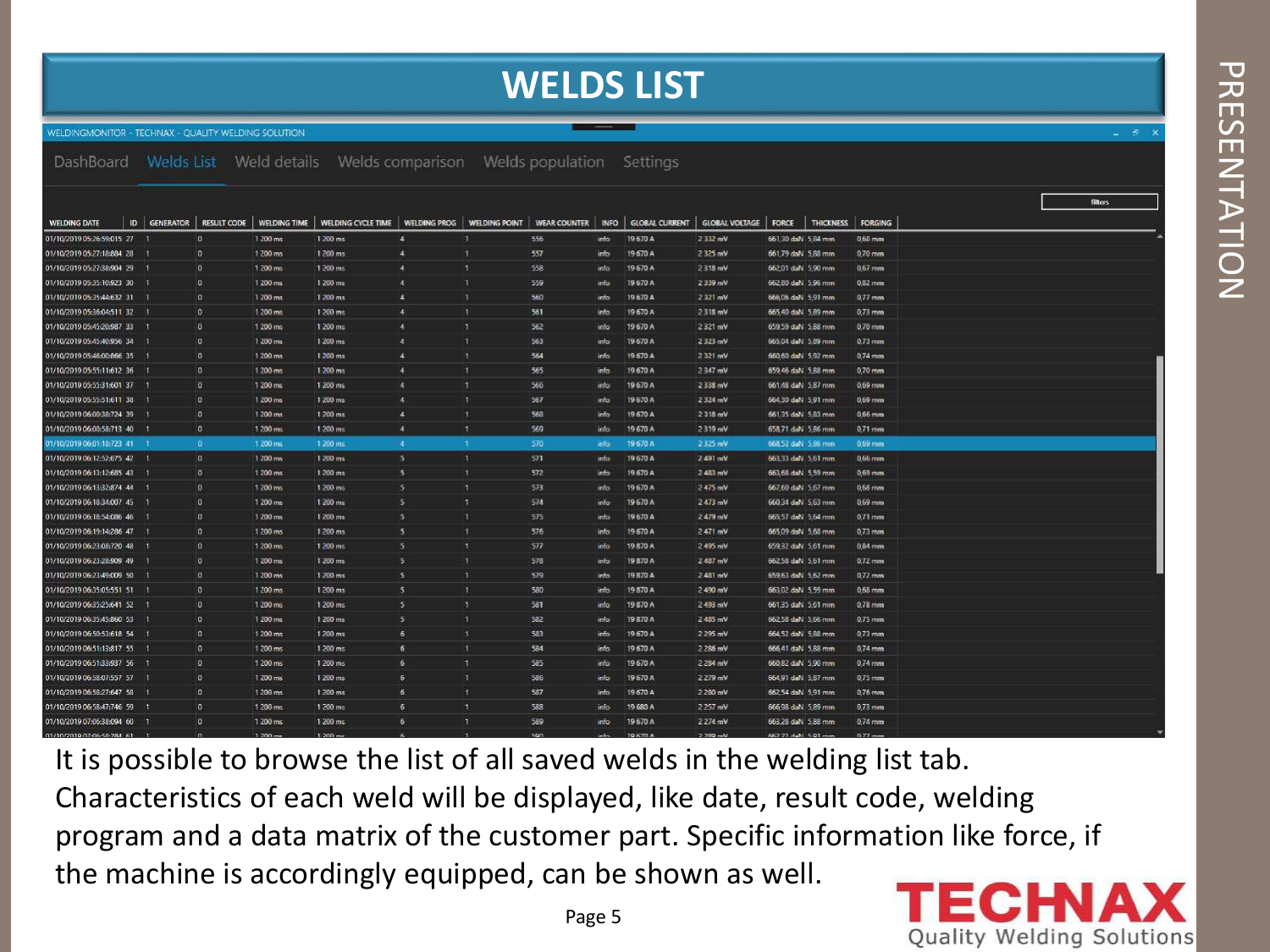# WELDS LIST

WELDINGMONITOR - TECHNAX - QUALITY WELDING SOLUTION

DashBoard | Welds List | Weld details | Welds comparison | Welds population | Settings

filters

| WELDING DATE | ID | GENERATOR | RESULT CODE | WELDING TIME | WELDING CYCLE TIME | WELDING PROG | WELDING POINT | WEAR COUNTER | INFO | GLOBAL CURRENT | GLOBAL VOLTAGE | FORCE | THICKNESS | FORGING |
|---|---|---|---|---|---|---|---|---|---|---|---|---|---|---|
| 01/10/2019 05:26:59:015 | 27 | 1 | 0 | 1 200 ms | 1 200 ms | 4 | 1 | 556 | info | 19 670 A | 2 332 mV | 661,30 daN | 5,84 mm | 0,68 mm |
| 01/10/2019 05:27:18:884 | 28 | 1 | 0 | 1 200 ms | 1 200 ms | 4 | 1 | 557 | info | 19 670 A | 2 325 mV | 661,79 daN | 5,88 mm | 0,70 mm |
| 01/10/2019 05:27:38:904 | 29 | 1 | 0 | 1 200 ms | 1 200 ms | 4 | 1 | 558 | info | 19 670 A | 2 318 mV | 662,01 daN | 5,90 mm | 0,67 mm |
| 01/10/2019 05:35:10:923 | 30 | 1 | 0 | 1 200 ms | 1 200 ms | 4 | 1 | 559 | info | 19 670 A | 2 339 mV | 662,80 daN | 5,96 mm | 0,82 mm |
| 01/10/2019 05:35:44:632 | 31 | 1 | 0 | 1 200 ms | 1 200 ms | 4 | 1 | 560 | info | 19 670 A | 2 321 mV | 666,06 daN | 5,91 mm | 0,77 mm |
| 01/10/2019 05:36:04:511 | 32 | 1 | 0 | 1 200 ms | 1 200 ms | 4 | 1 | 561 | info | 19 670 A | 2 318 mV | 665,40 daN | 5,89 mm | 0,73 mm |
| 01/10/2019 05:45:20:987 | 33 | 1 | 0 | 1 200 ms | 1 200 ms | 4 | 1 | 562 | info | 19 670 A | 2 321 mV | 659,59 daN | 5,88 mm | 0,70 mm |
| 01/10/2019 05:45:40:956 | 34 | 1 | 0 | 1 200 ms | 1 200 ms | 4 | 1 | 563 | info | 19 670 A | 2 323 mV | 665,04 daN | 5,89 mm | 0,73 mm |
| 01/10/2019 05:46:00:866 | 35 | 1 | 0 | 1 200 ms | 1 200 ms | 4 | 1 | 564 | info | 19 670 A | 2 321 mV | 660,60 daN | 5,92 mm | 0,74 mm |
| 01/10/2019 05:55:11:612 | 36 | 1 | 0 | 1 200 ms | 1 200 ms | 4 | 1 | 565 | info | 19 670 A | 2 347 mV | 659,46 daN | 5,88 mm | 0,70 mm |
| 01/10/2019 05:55:31:601 | 37 | 1 | 0 | 1 200 ms | 1 200 ms | 4 | 1 | 566 | info | 19 670 A | 2 338 mV | 661,48 daN | 5,87 mm | 0,69 mm |
| 01/10/2019 05:55:51:611 | 38 | 1 | 0 | 1 200 ms | 1 200 ms | 4 | 1 | 567 | info | 19 670 A | 2 324 mV | 664,30 daN | 5,91 mm | 0,69 mm |
| 01/10/2019 06:00:38:724 | 39 | 1 | 0 | 1 200 ms | 1 200 ms | 4 | 1 | 568 | info | 19 670 A | 2 318 mV | 661,35 daN | 5,83 mm | 0,66 mm |
| 01/10/2019 06:00:58:713 | 40 | 1 | 0 | 1 200 ms | 1 200 ms | 4 | 1 | 569 | info | 19 670 A | 2 319 mV | 658,71 daN | 5,86 mm | 0,71 mm |
| 01/10/2019 06:01:18:723 | 41 | 1 | 0 | 1 200 ms | 1 200 ms | 4 | 1 | 570 | info | 19 670 A | 2 325 mV | 668,52 daN | 5,86 mm | 0,69 mm |
| 01/10/2019 06:12:52:675 | 42 | 1 | 0 | 1 200 ms | 1 200 ms | 5 | 1 | 571 | info | 19 670 A | 2 491 mV | 663,33 daN | 5,61 mm | 0,66 mm |
| 01/10/2019 06:13:12:685 | 43 | 1 | 0 | 1 200 ms | 1 200 ms | 5 | 1 | 572 | info | 19 670 A | 2 483 mV | 663,68 daN | 5,59 mm | 0,69 mm |
| 01/10/2019 06:13:32:874 | 44 | 1 | 0 | 1 200 ms | 1 200 ms | 5 | 1 | 573 | info | 19 670 A | 2 475 mV | 667,60 daN | 5,67 mm | 0,68 mm |
| 01/10/2019 06:18:34:007 | 45 | 1 | 0 | 1 200 ms | 1 200 ms | 5 | 1 | 574 | info | 19 670 A | 2 473 mV | 660,34 daN | 5,63 mm | 0,69 mm |
| 01/10/2019 06:18:54:086 | 46 | 1 | 0 | 1 200 ms | 1 200 ms | 5 | 1 | 575 | info | 19 670 A | 2 479 mV | 665,57 daN | 5,64 mm | 0,71 mm |
| 01/10/2019 06:19:14:286 | 47 | 1 | 0 | 1 200 ms | 1 200 ms | 5 | 1 | 576 | info | 19 670 A | 2 471 mV | 665,09 daN | 5,68 mm | 0,73 mm |
| 01/10/2019 06:23:08:720 | 48 | 1 | 0 | 1 200 ms | 1 200 ms | 5 | 1 | 577 | info | 19 870 A | 2 495 mV | 659,32 daN | 5,61 mm | 0,84 mm |
| 01/10/2019 06:23:28:909 | 49 | 1 | 0 | 1 200 ms | 1 200 ms | 5 | 1 | 578 | info | 19 870 A | 2 487 mV | 662,58 daN | 5,61 mm | 0,72 mm |
| 01/10/2019 06:23:49:009 | 50 | 1 | 0 | 1 200 ms | 1 200 ms | 5 | 1 | 579 | info | 19 870 A | 2 481 mV | 659,63 daN | 5,62 mm | 0,72 mm |
| 01/10/2019 06:35:05:551 | 51 | 1 | 0 | 1 200 ms | 1 200 ms | 5 | 1 | 580 | info | 19 870 A | 2 490 mV | 663,02 daN | 5,59 mm | 0,68 mm |
| 01/10/2019 06:35:25:641 | 52 | 1 | 0 | 1 200 ms | 1 200 ms | 5 | 1 | 581 | info | 19 870 A | 2 493 mV | 661,35 daN | 5,61 mm | 0,78 mm |
| 01/10/2019 06:35:45:860 | 53 | 1 | 0 | 1 200 ms | 1 200 ms | 5 | 1 | 582 | info | 19 870 A | 2 485 mV | 662,58 daN | 5,66 mm | 0,75 mm |
| 01/10/2019 06:50:53:618 | 54 | 1 | 0 | 1 200 ms | 1 200 ms | 6 | 1 | 583 | info | 19 670 A | 2 295 mV | 664,52 daN | 5,88 mm | 0,73 mm |
| 01/10/2019 06:51:13:817 | 55 | 1 | 0 | 1 200 ms | 1 200 ms | 6 | 1 | 584 | info | 19 670 A | 2 286 mV | 666,41 daN | 5,88 mm | 0,74 mm |
| 01/10/2019 06:51:33:937 | 56 | 1 | 0 | 1 200 ms | 1 200 ms | 6 | 1 | 585 | info | 19 670 A | 2 284 mV | 660,82 daN | 5,90 mm | 0,74 mm |
| 01/10/2019 06:58:07:557 | 57 | 1 | 0 | 1 200 ms | 1 200 ms | 6 | 1 | 586 | info | 19 670 A | 2 279 mV | 664,91 daN | 5,87 mm | 0,75 mm |
| 01/10/2019 06:58:27:647 | 58 | 1 | 0 | 1 200 ms | 1 200 ms | 6 | 1 | 587 | info | 19 670 A | 2 280 mV | 662,54 daN | 5,91 mm | 0,76 mm |
| 01/10/2019 06:58:47:746 | 59 | 1 | 0 | 1 200 ms | 1 200 ms | 6 | 1 | 588 | info | 19 680 A | 2 257 mV | 666,98 daN | 5,89 mm | 0,73 mm |
| 01/10/2019 07:06:38:094 | 60 | 1 | 0 | 1 200 ms | 1 200 ms | 6 | 1 | 589 | info | 19 670 A | 2 274 mV | 663,28 daN | 5,88 mm | 0,74 mm |

It is possible to browse the list of all saved welds in the welding list tab. Characteristics of each weld will be displayed, like date, result code, welding program and a data matrix of the customer part. Specific information like force, if the machine is accordingly equipped, can be shown as well.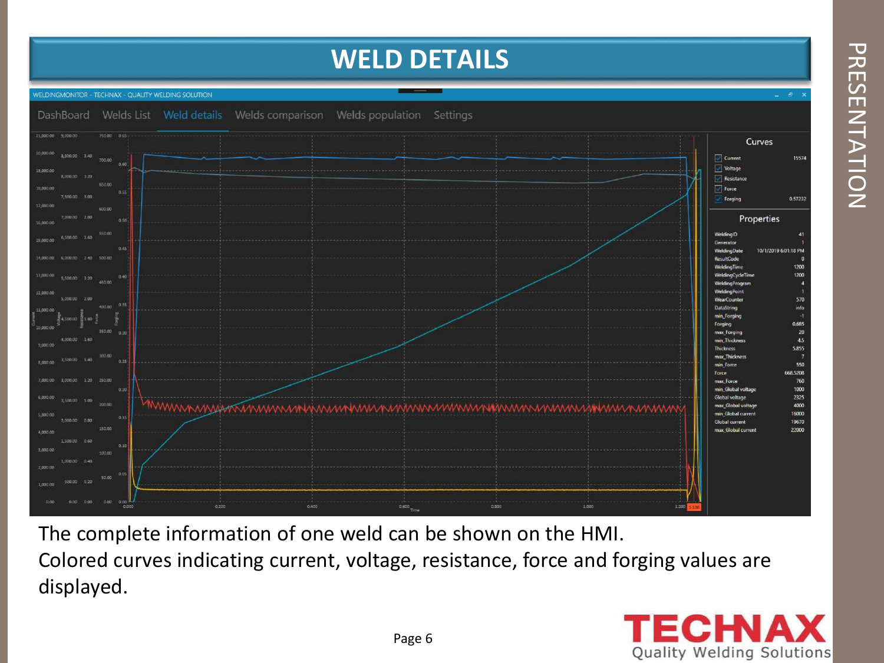# WELD DETAILS

WELDINGMONITOR - TECHNAX - QUALITY WELDING SOLUTION

DashBoard | Welds List | Weld details | Welds comparison | Welds population | Settings

**Curves**

| Curve | Value |
|---|---|
| Current | 15574 |
| Voltage | |
| Resistance | |
| Force | |
| Forging | 0.57232 |

**Properties**

| Property | Value |
|---|---|
| WeldingID | 41 |
| Generator | 1 |
| WeldingDate | 10/1/2019 6:01:18 PM |
| ResultCode | 0 |
| WeldingTime | 1200 |
| WeldingCycleTime | 1200 |
| WeldingProgram | 4 |
| WeldingPoint | 1 |
| WearCounter | 570 |
| DataString | info |
| min_Forging | -1 |
| Forging | 0.685 |
| max_Forging | 20 |
| min_Thickness | 4.5 |
| Thickness | 5.855 |
| max_Thickness | 7 |
| min_Force | 550 |
| Force | 668.5208 |
| max_Force | 760 |
| min_Global voltage | 1000 |
| Global voltage | 2325 |
| max_Global voltage | 4000 |
| min_Global current | 16000 |
| Global current | 19670 |
| max_Global current | 22000 |

The complete information of one weld can be shown on the HMI.

Colored curves indicating current, voltage, resistance, force and forging values are displayed.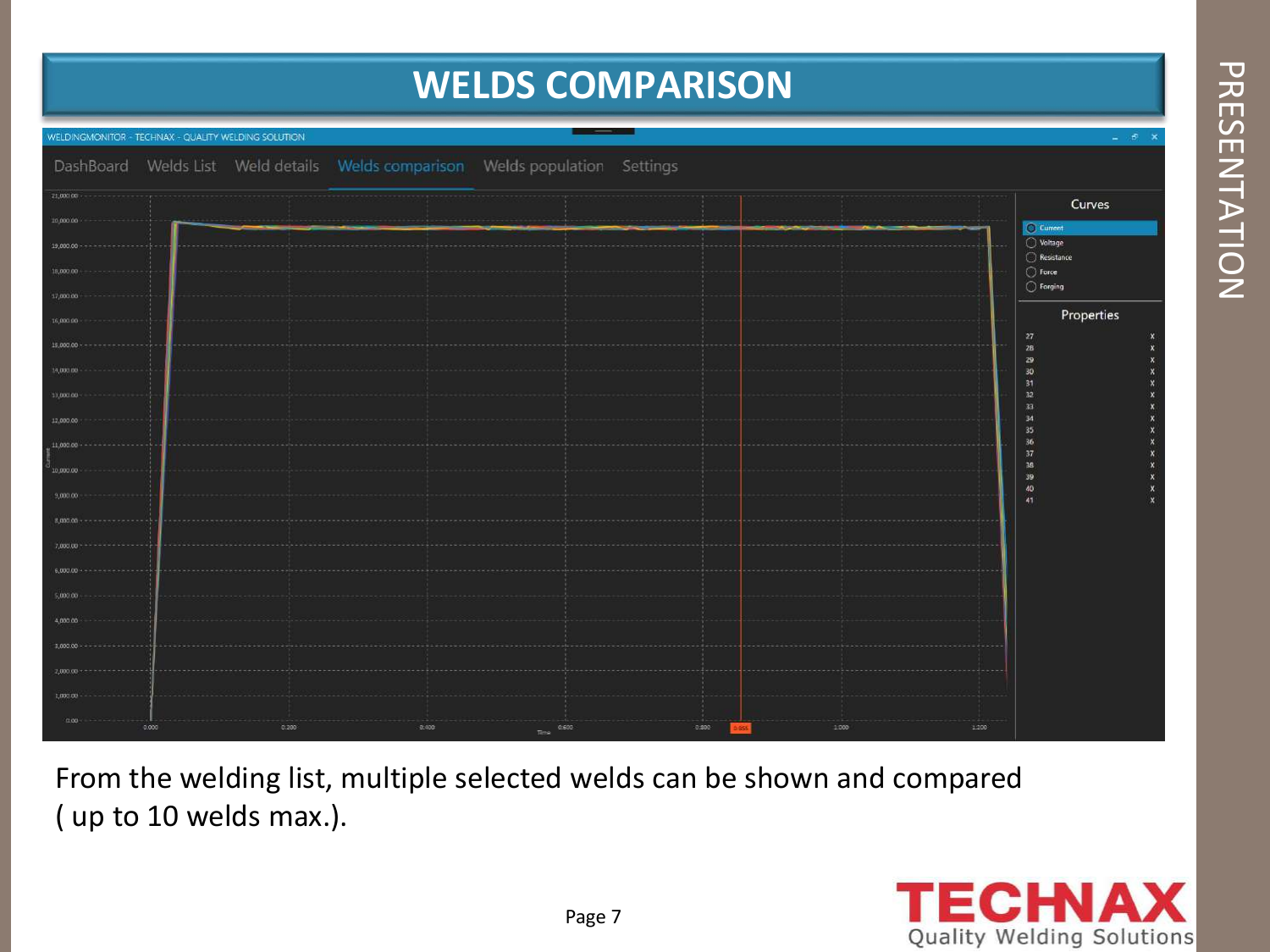# WELDS COMPARISON

From the welding list, multiple selected welds can be shown and compared ( up to 10 welds max.).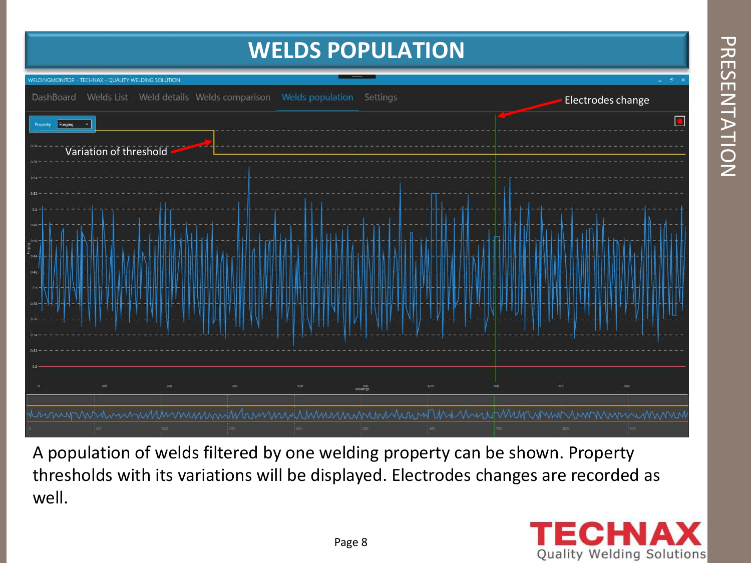# WELDS POPULATION

A population of welds filtered by one welding property can be shown. Property thresholds with its variations will be displayed. Electrodes changes are recorded as well.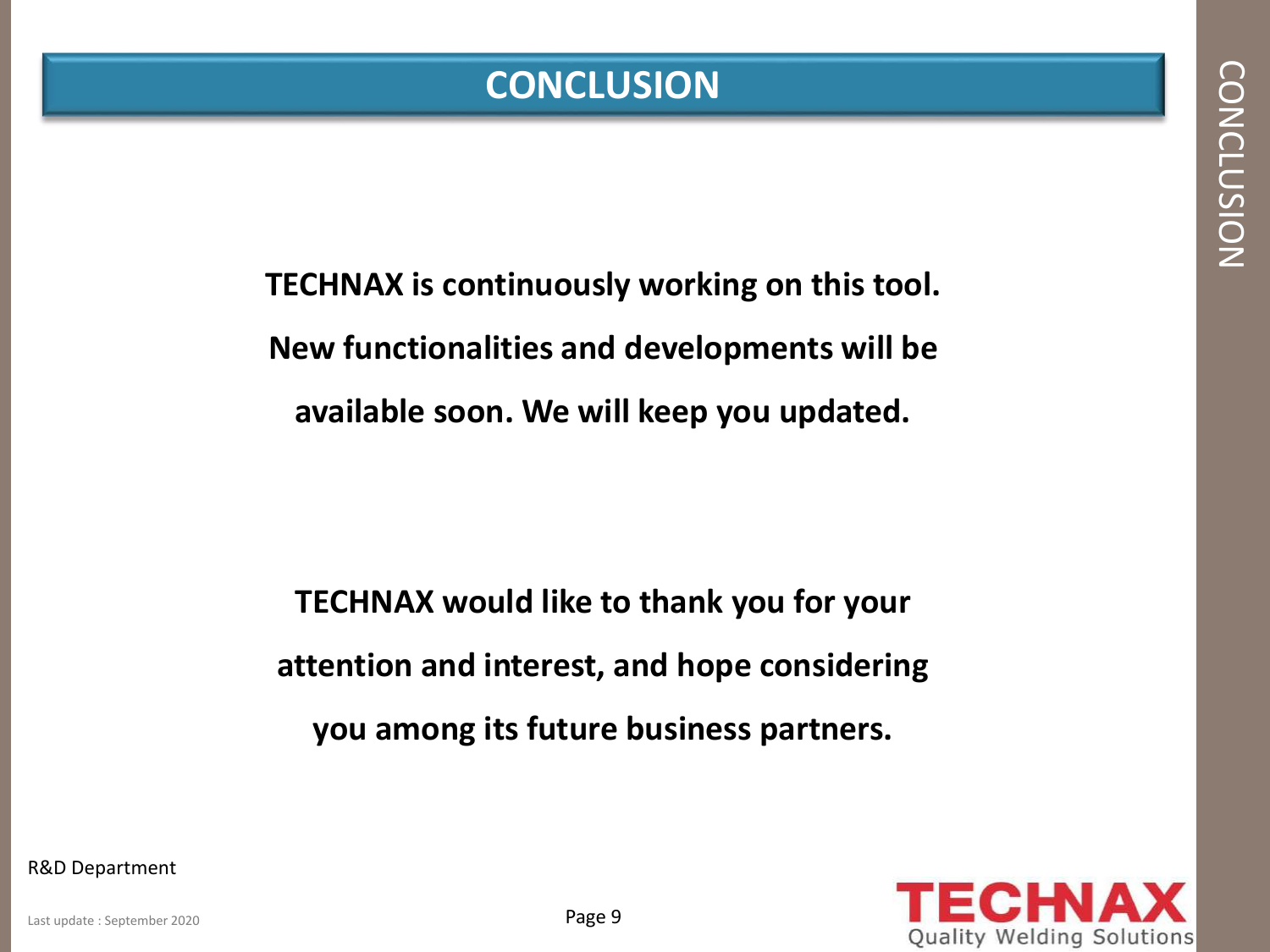# CONCLUSION

**TECHNAX is continuously working on this tool. New functionalities and developments will be available soon. We will keep you updated.**

**TECHNAX would like to thank you for your attention and interest, and hope considering you among its future business partners.**

R&D Department

Last update : September 2020

TECHNAX
Quality Welding Solutions